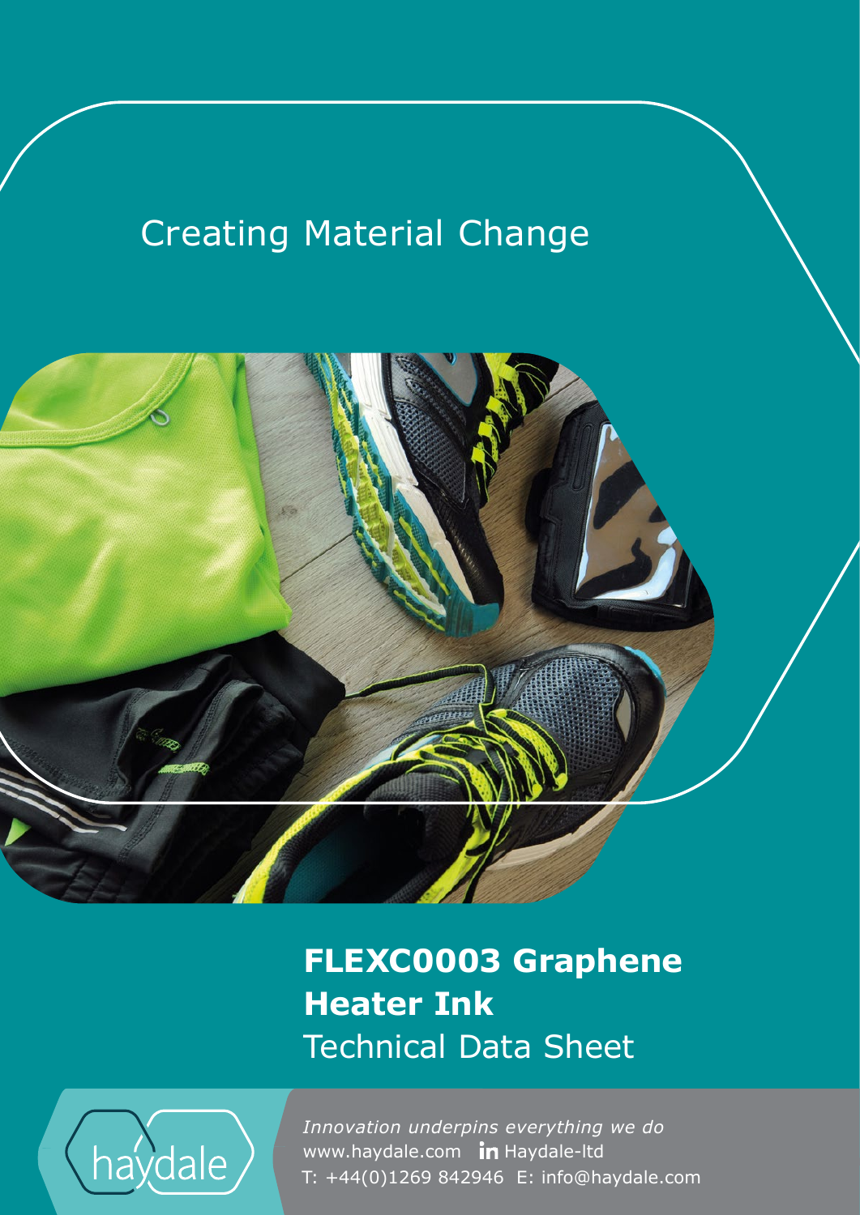Creating Material Change

# **FLEXC0003 Graphene Heater Ink**

Technical Data Sheet

haydale

*Innovation underpins everything we do*

www.haydale.com Haydale-ltd

T: +44(0)1269 842946 E: info@haydale.com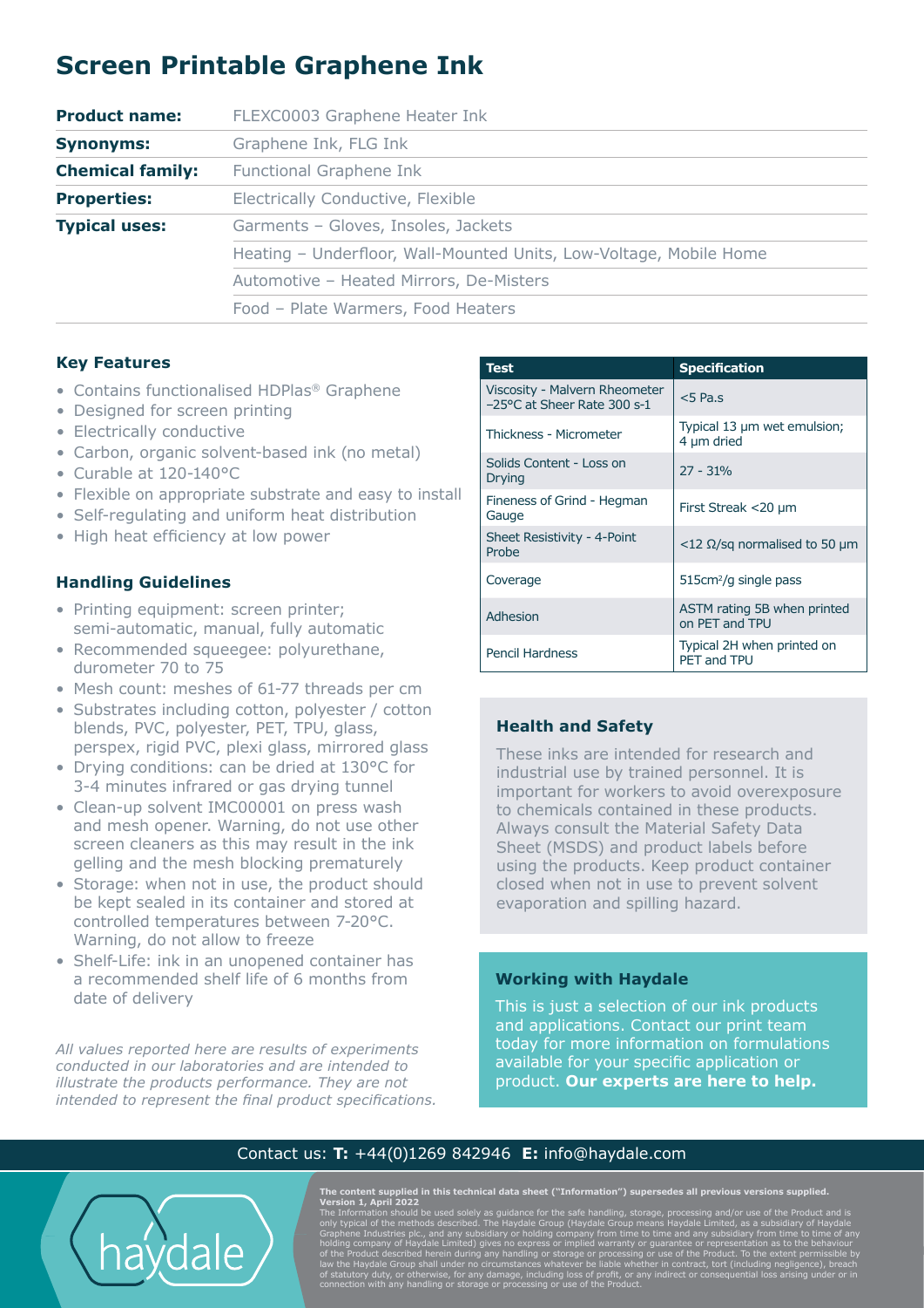# Screen Printable Graphene Ink

| | |
|---|---|
| **Product name:** | FLEXC0003 Graphene Heater Ink |
| **Synonyms:** | Graphene Ink, FLG Ink |
| **Chemical family:** | Functional Graphene Ink |
| **Properties:** | Electrically Conductive, Flexible |
| **Typical uses:** | Garments – Gloves, Insoles, Jackets |
| | Heating – Underfloor, Wall-Mounted Units, Low-Voltage, Mobile Home |
| | Automotive – Heated Mirrors, De-Misters |
| | Food – Plate Warmers, Food Heaters |

## Key Features

- Contains functionalised HDPlas® Graphene
- Designed for screen printing
- Electrically conductive
- Carbon, organic solvent-based ink (no metal)
- Curable at 120-140°C
- Flexible on appropriate substrate and easy to install
- Self-regulating and uniform heat distribution
- High heat efficiency at low power

## Handling Guidelines

- Printing equipment: screen printer; semi-automatic, manual, fully automatic
- Recommended squeegee: polyurethane, durometer 70 to 75
- Mesh count: meshes of 61-77 threads per cm
- Substrates including cotton, polyester / cotton blends, PVC, polyester, PET, TPU, glass, perspex, rigid PVC, plexi glass, mirrored glass
- Drying conditions: can be dried at 130°C for 3-4 minutes infrared or gas drying tunnel
- Clean-up solvent IMC00001 on press wash and mesh opener. Warning, do not use other screen cleaners as this may result in the ink gelling and the mesh blocking prematurely
- Storage: when not in use, the product should be kept sealed in its container and stored at controlled temperatures between 7-20°C. Warning, do not allow to freeze
- Shelf-Life: ink in an unopened container has a recommended shelf life of 6 months from date of delivery

*All values reported here are results of experiments conducted in our laboratories and are intended to illustrate the products performance. They are not intended to represent the final product specifications.*

| Test | Specification |
|---|---|
| Viscosity - Malvern Rheometer –25°C at Sheer Rate 300 s-1 | <5 Pa.s |
| Thickness - Micrometer | Typical 13 µm wet emulsion; 4 µm dried |
| Solids Content - Loss on Drying | 27 - 31% |
| Fineness of Grind - Hegman Gauge | First Streak <20 µm |
| Sheet Resistivity - 4-Point Probe | <12 Ω/sq normalised to 50 µm |
| Coverage | 515cm²/g single pass |
| Adhesion | ASTM rating 5B when printed on PET and TPU |
| Pencil Hardness | Typical 2H when printed on PET and TPU |

## Health and Safety

These inks are intended for research and industrial use by trained personnel. It is important for workers to avoid overexposure to chemicals contained in these products. Always consult the Material Safety Data Sheet (MSDS) and product labels before using the products. Keep product container closed when not in use to prevent solvent evaporation and spilling hazard.

## Working with Haydale

This is just a selection of our ink products and applications. Contact our print team today for more information on formulations available for your specific application or product. **Our experts are here to help.**

Contact us: **T:** +44(0)1269 842946 **E:** info@haydale.com

haydale

**The content supplied in this technical data sheet ("Information") supersedes all previous versions supplied.**
**Version 1, April 2022**
The Information should be used solely as guidance for the safe handling, storage, processing and/or use of the Product and is only typical of the methods described. The Haydale Group (Haydale Group means Haydale Limited, as a subsidiary of Haydale Graphene Industries plc., and any subsidiary or holding company from time to time and any subsidiary from time to time of any holding company of Haydale Limited) gives no express or implied warranty or guarantee or representation as to the behaviour of the Product described herein during any handling or storage or processing or use of the Product. To the extent permissible by law the Haydale Group shall under no circumstances whatever be liable whether in contract, tort (including negligence), breach of statutory duty, or otherwise, for any damage, including loss of profit, or any indirect or consequential loss arising under or in connection with any handling or storage or processing or use of the Product.